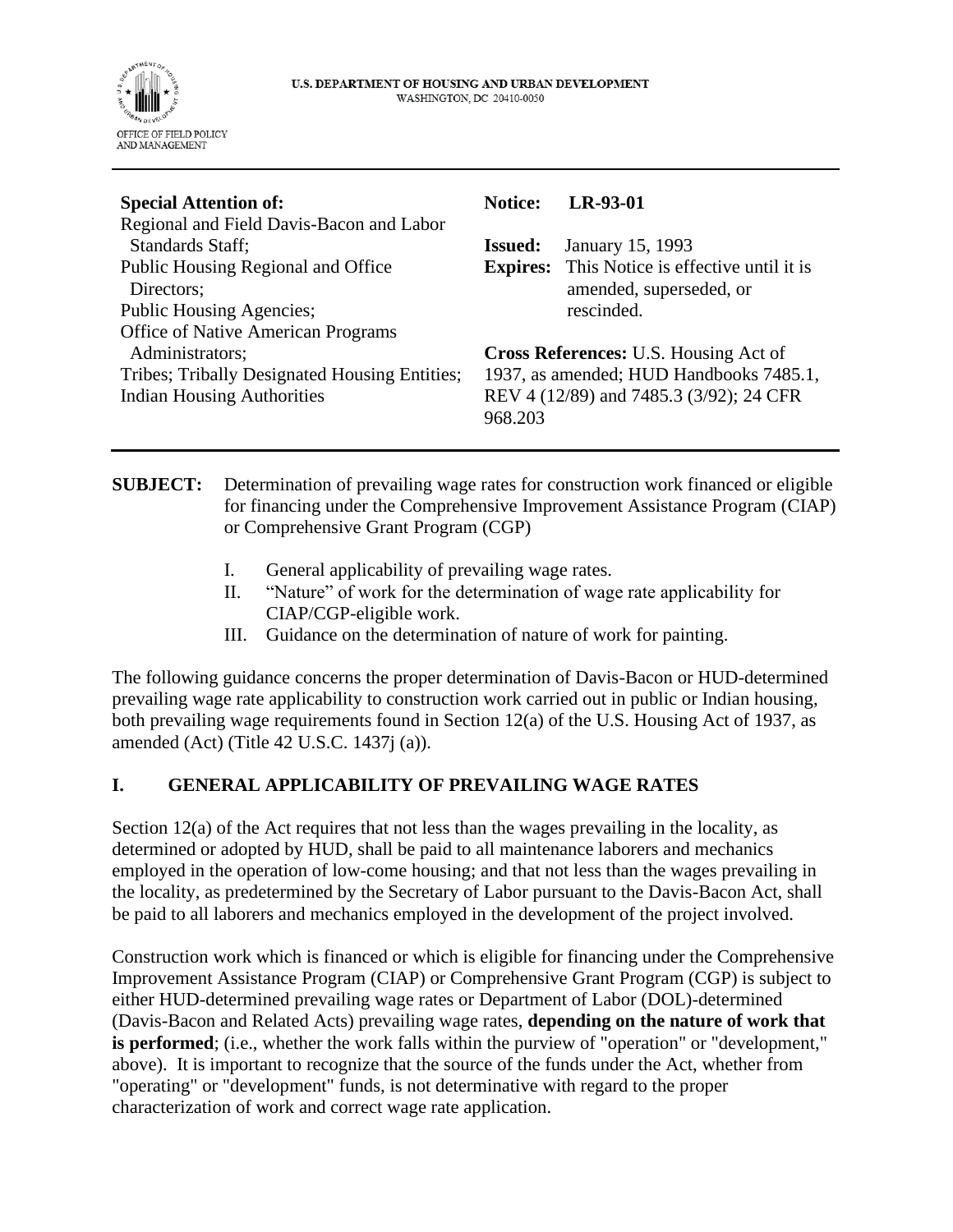U.S. DEPARTMENT OF HOUSING AND URBAN DEVELOPMENT
WASHINGTON, DC 20410-0050

OFFICE OF FIELD POLICY AND MANAGEMENT

---

**Special Attention of:**
Regional and Field Davis-Bacon and Labor Standards Staff;
Public Housing Regional and Office Directors;
Public Housing Agencies;
Office of Native American Programs Administrators;
Tribes; Tribally Designated Housing Entities;
Indian Housing Authorities

**Notice:** LR-93-01

**Issued:** January 15, 1993

**Expires:** This Notice is effective until it is amended, superseded, or rescinded.

**Cross References:** U.S. Housing Act of 1937, as amended; HUD Handbooks 7485.1, REV 4 (12/89) and 7485.3 (3/92); 24 CFR 968.203

---

**SUBJECT:** Determination of prevailing wage rates for construction work financed or eligible for financing under the Comprehensive Improvement Assistance Program (CIAP) or Comprehensive Grant Program (CGP)

I. General applicability of prevailing wage rates.
II. "Nature" of work for the determination of wage rate applicability for CIAP/CGP-eligible work.
III. Guidance on the determination of nature of work for painting.

The following guidance concerns the proper determination of Davis-Bacon or HUD-determined prevailing wage rate applicability to construction work carried out in public or Indian housing, both prevailing wage requirements found in Section 12(a) of the U.S. Housing Act of 1937, as amended (Act) (Title 42 U.S.C. 1437j (a)).

## I. GENERAL APPLICABILITY OF PREVAILING WAGE RATES

Section 12(a) of the Act requires that not less than the wages prevailing in the locality, as determined or adopted by HUD, shall be paid to all maintenance laborers and mechanics employed in the operation of low-come housing; and that not less than the wages prevailing in the locality, as predetermined by the Secretary of Labor pursuant to the Davis-Bacon Act, shall be paid to all laborers and mechanics employed in the development of the project involved.

Construction work which is financed or which is eligible for financing under the Comprehensive Improvement Assistance Program (CIAP) or Comprehensive Grant Program (CGP) is subject to either HUD-determined prevailing wage rates or Department of Labor (DOL)-determined (Davis-Bacon and Related Acts) prevailing wage rates, **depending on the nature of work that is performed**; (i.e., whether the work falls within the purview of "operation" or "development," above). It is important to recognize that the source of the funds under the Act, whether from "operating" or "development" funds, is not determinative with regard to the proper characterization of work and correct wage rate application.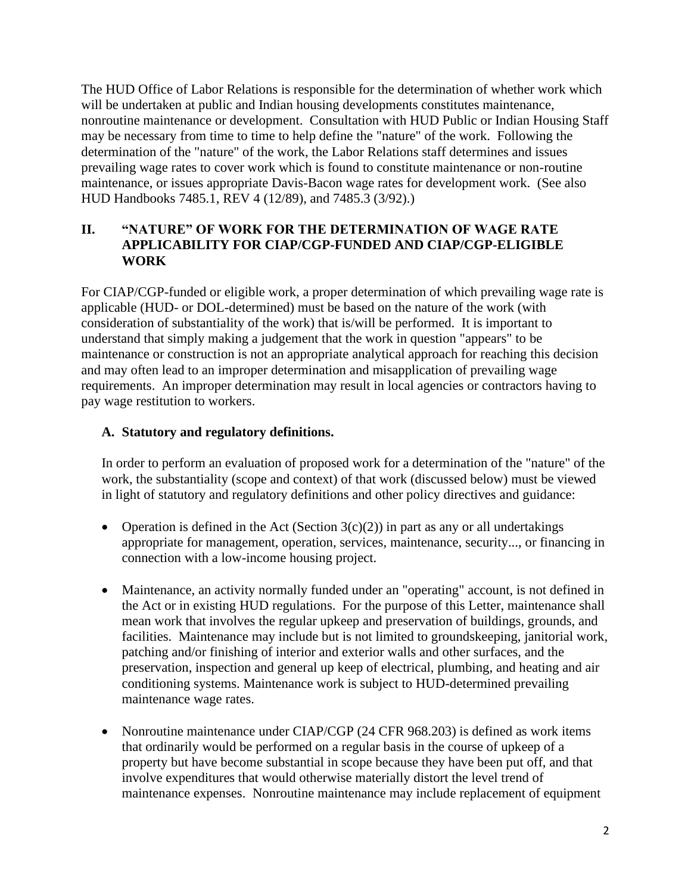The HUD Office of Labor Relations is responsible for the determination of whether work which will be undertaken at public and Indian housing developments constitutes maintenance, nonroutine maintenance or development. Consultation with HUD Public or Indian Housing Staff may be necessary from time to time to help define the "nature" of the work. Following the determination of the "nature" of the work, the Labor Relations staff determines and issues prevailing wage rates to cover work which is found to constitute maintenance or non-routine maintenance, or issues appropriate Davis-Bacon wage rates for development work. (See also HUD Handbooks 7485.1, REV 4 (12/89), and 7485.3 (3/92).)

## II. "NATURE" OF WORK FOR THE DETERMINATION OF WAGE RATE APPLICABILITY FOR CIAP/CGP-FUNDED AND CIAP/CGP-ELIGIBLE WORK

For CIAP/CGP-funded or eligible work, a proper determination of which prevailing wage rate is applicable (HUD- or DOL-determined) must be based on the nature of the work (with consideration of substantiality of the work) that is/will be performed. It is important to understand that simply making a judgement that the work in question "appears" to be maintenance or construction is not an appropriate analytical approach for reaching this decision and may often lead to an improper determination and misapplication of prevailing wage requirements. An improper determination may result in local agencies or contractors having to pay wage restitution to workers.

### A. Statutory and regulatory definitions.

In order to perform an evaluation of proposed work for a determination of the "nature" of the work, the substantiality (scope and context) of that work (discussed below) must be viewed in light of statutory and regulatory definitions and other policy directives and guidance:

- Operation is defined in the Act (Section 3(c)(2)) in part as any or all undertakings appropriate for management, operation, services, maintenance, security..., or financing in connection with a low-income housing project.

- Maintenance, an activity normally funded under an "operating" account, is not defined in the Act or in existing HUD regulations. For the purpose of this Letter, maintenance shall mean work that involves the regular upkeep and preservation of buildings, grounds, and facilities. Maintenance may include but is not limited to groundskeeping, janitorial work, patching and/or finishing of interior and exterior walls and other surfaces, and the preservation, inspection and general up keep of electrical, plumbing, and heating and air conditioning systems. Maintenance work is subject to HUD-determined prevailing maintenance wage rates.

- Nonroutine maintenance under CIAP/CGP (24 CFR 968.203) is defined as work items that ordinarily would be performed on a regular basis in the course of upkeep of a property but have become substantial in scope because they have been put off, and that involve expenditures that would otherwise materially distort the level trend of maintenance expenses. Nonroutine maintenance may include replacement of equipment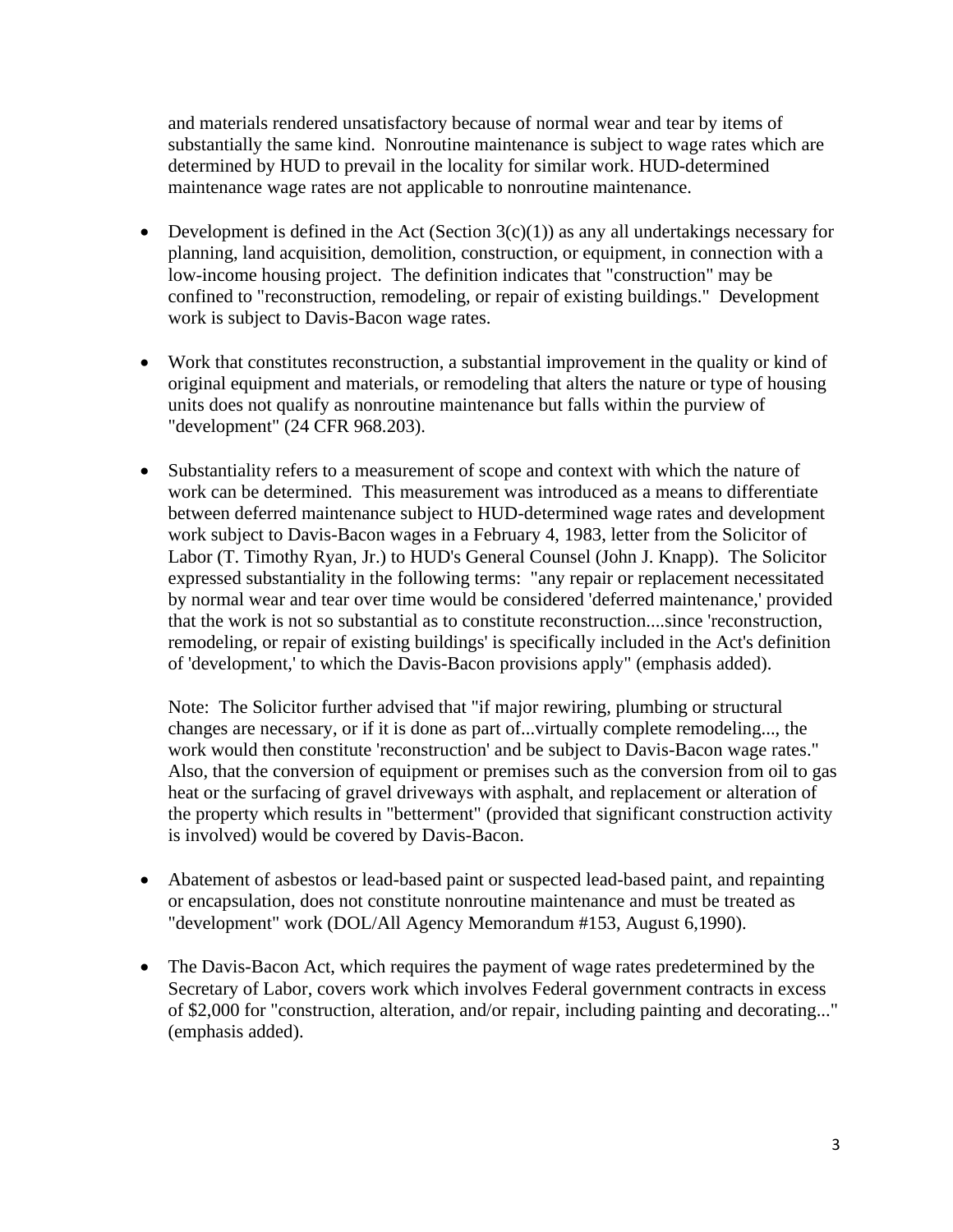and materials rendered unsatisfactory because of normal wear and tear by items of substantially the same kind. Nonroutine maintenance is subject to wage rates which are determined by HUD to prevail in the locality for similar work. HUD-determined maintenance wage rates are not applicable to nonroutine maintenance.

- Development is defined in the Act (Section 3(c)(1)) as any all undertakings necessary for planning, land acquisition, demolition, construction, or equipment, in connection with a low-income housing project. The definition indicates that "construction" may be confined to "reconstruction, remodeling, or repair of existing buildings." Development work is subject to Davis-Bacon wage rates.

- Work that constitutes reconstruction, a substantial improvement in the quality or kind of original equipment and materials, or remodeling that alters the nature or type of housing units does not qualify as nonroutine maintenance but falls within the purview of "development" (24 CFR 968.203).

- Substantiality refers to a measurement of scope and context with which the nature of work can be determined. This measurement was introduced as a means to differentiate between deferred maintenance subject to HUD-determined wage rates and development work subject to Davis-Bacon wages in a February 4, 1983, letter from the Solicitor of Labor (T. Timothy Ryan, Jr.) to HUD's General Counsel (John J. Knapp). The Solicitor expressed substantiality in the following terms: "any repair or replacement necessitated by normal wear and tear over time would be considered 'deferred maintenance,' provided that the work is not so substantial as to constitute reconstruction....since 'reconstruction, remodeling, or repair of existing buildings' is specifically included in the Act's definition of 'development,' to which the Davis-Bacon provisions apply" (emphasis added).

  Note: The Solicitor further advised that "if major rewiring, plumbing or structural changes are necessary, or if it is done as part of...virtually complete remodeling..., the work would then constitute 'reconstruction' and be subject to Davis-Bacon wage rates." Also, that the conversion of equipment or premises such as the conversion from oil to gas heat or the surfacing of gravel driveways with asphalt, and replacement or alteration of the property which results in "betterment" (provided that significant construction activity is involved) would be covered by Davis-Bacon.

- Abatement of asbestos or lead-based paint or suspected lead-based paint, and repainting or encapsulation, does not constitute nonroutine maintenance and must be treated as "development" work (DOL/All Agency Memorandum #153, August 6,1990).

- The Davis-Bacon Act, which requires the payment of wage rates predetermined by the Secretary of Labor, covers work which involves Federal government contracts in excess of $2,000 for "construction, alteration, and/or repair, including painting and decorating..." (emphasis added).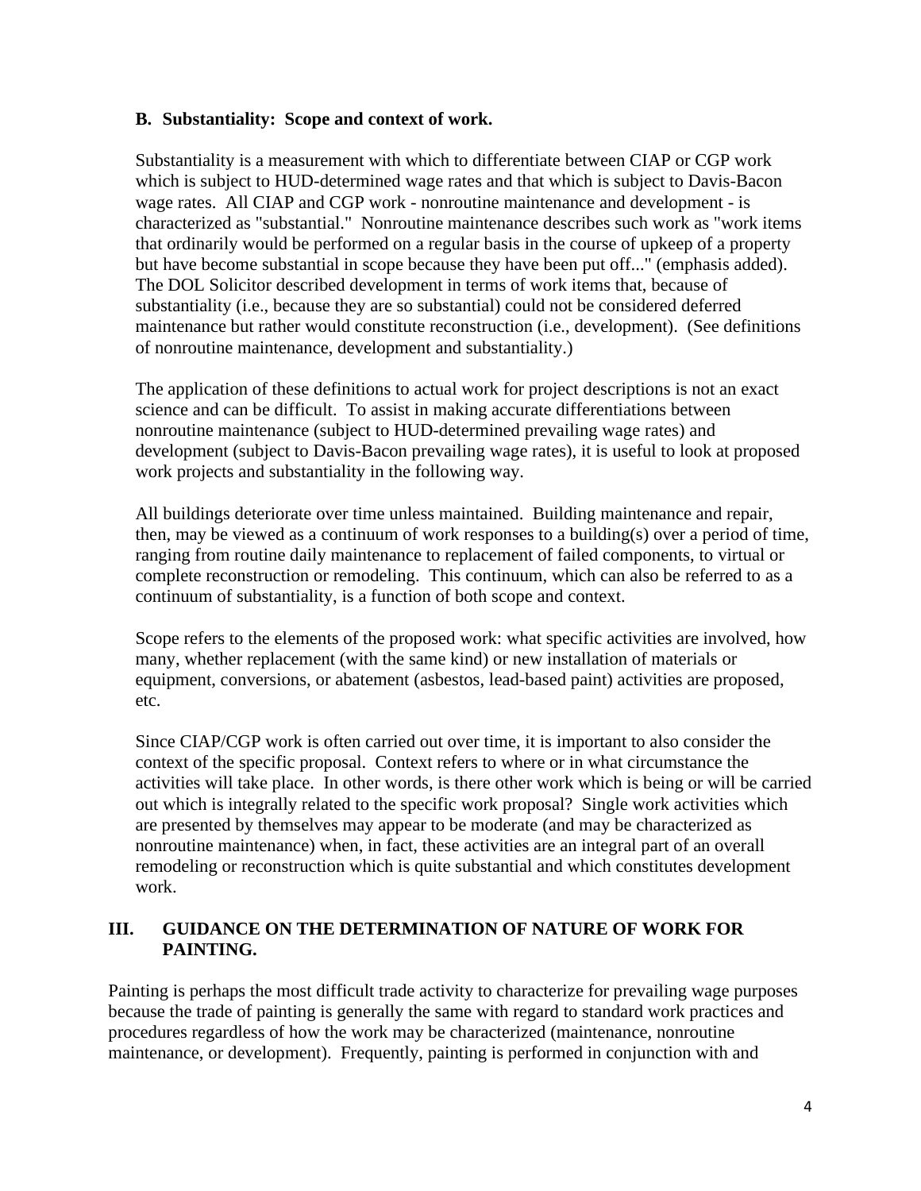### B. Substantiality: Scope and context of work.

Substantiality is a measurement with which to differentiate between CIAP or CGP work which is subject to HUD-determined wage rates and that which is subject to Davis-Bacon wage rates. All CIAP and CGP work - nonroutine maintenance and development - is characterized as "substantial." Nonroutine maintenance describes such work as "work items that ordinarily would be performed on a regular basis in the course of upkeep of a property but have become substantial in scope because they have been put off..." (emphasis added). The DOL Solicitor described development in terms of work items that, because of substantiality (i.e., because they are so substantial) could not be considered deferred maintenance but rather would constitute reconstruction (i.e., development). (See definitions of nonroutine maintenance, development and substantiality.)

The application of these definitions to actual work for project descriptions is not an exact science and can be difficult. To assist in making accurate differentiations between nonroutine maintenance (subject to HUD-determined prevailing wage rates) and development (subject to Davis-Bacon prevailing wage rates), it is useful to look at proposed work projects and substantiality in the following way.

All buildings deteriorate over time unless maintained. Building maintenance and repair, then, may be viewed as a continuum of work responses to a building(s) over a period of time, ranging from routine daily maintenance to replacement of failed components, to virtual or complete reconstruction or remodeling. This continuum, which can also be referred to as a continuum of substantiality, is a function of both scope and context.

Scope refers to the elements of the proposed work: what specific activities are involved, how many, whether replacement (with the same kind) or new installation of materials or equipment, conversions, or abatement (asbestos, lead-based paint) activities are proposed, etc.

Since CIAP/CGP work is often carried out over time, it is important to also consider the context of the specific proposal. Context refers to where or in what circumstance the activities will take place. In other words, is there other work which is being or will be carried out which is integrally related to the specific work proposal? Single work activities which are presented by themselves may appear to be moderate (and may be characterized as nonroutine maintenance) when, in fact, these activities are an integral part of an overall remodeling or reconstruction which is quite substantial and which constitutes development work.

## III. GUIDANCE ON THE DETERMINATION OF NATURE OF WORK FOR PAINTING.

Painting is perhaps the most difficult trade activity to characterize for prevailing wage purposes because the trade of painting is generally the same with regard to standard work practices and procedures regardless of how the work may be characterized (maintenance, nonroutine maintenance, or development). Frequently, painting is performed in conjunction with and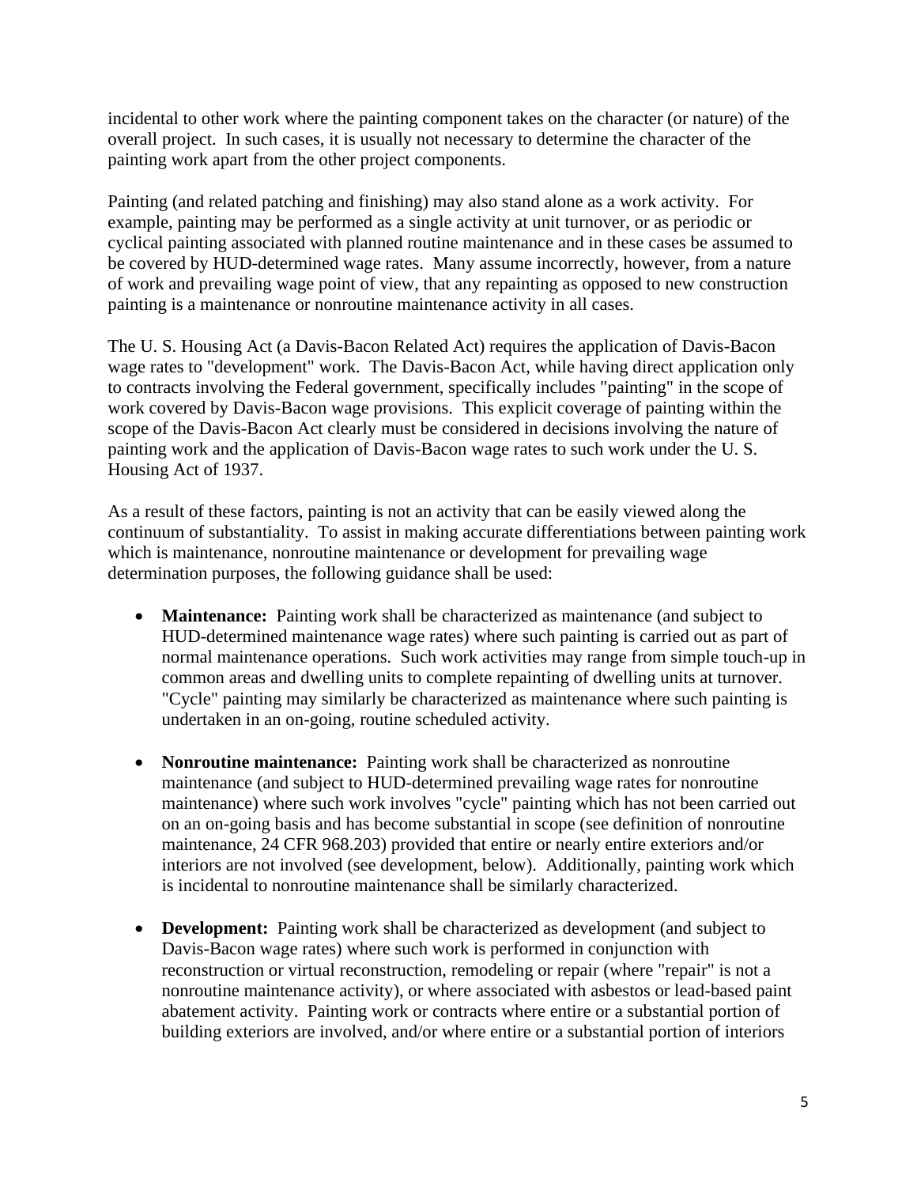incidental to other work where the painting component takes on the character (or nature) of the overall project. In such cases, it is usually not necessary to determine the character of the painting work apart from the other project components.

Painting (and related patching and finishing) may also stand alone as a work activity. For example, painting may be performed as a single activity at unit turnover, or as periodic or cyclical painting associated with planned routine maintenance and in these cases be assumed to be covered by HUD-determined wage rates. Many assume incorrectly, however, from a nature of work and prevailing wage point of view, that any repainting as opposed to new construction painting is a maintenance or nonroutine maintenance activity in all cases.

The U. S. Housing Act (a Davis-Bacon Related Act) requires the application of Davis-Bacon wage rates to "development" work. The Davis-Bacon Act, while having direct application only to contracts involving the Federal government, specifically includes "painting" in the scope of work covered by Davis-Bacon wage provisions. This explicit coverage of painting within the scope of the Davis-Bacon Act clearly must be considered in decisions involving the nature of painting work and the application of Davis-Bacon wage rates to such work under the U. S. Housing Act of 1937.

As a result of these factors, painting is not an activity that can be easily viewed along the continuum of substantiality. To assist in making accurate differentiations between painting work which is maintenance, nonroutine maintenance or development for prevailing wage determination purposes, the following guidance shall be used:

- **Maintenance:** Painting work shall be characterized as maintenance (and subject to HUD-determined maintenance wage rates) where such painting is carried out as part of normal maintenance operations. Such work activities may range from simple touch-up in common areas and dwelling units to complete repainting of dwelling units at turnover. "Cycle" painting may similarly be characterized as maintenance where such painting is undertaken in an on-going, routine scheduled activity.

- **Nonroutine maintenance:** Painting work shall be characterized as nonroutine maintenance (and subject to HUD-determined prevailing wage rates for nonroutine maintenance) where such work involves "cycle" painting which has not been carried out on an on-going basis and has become substantial in scope (see definition of nonroutine maintenance, 24 CFR 968.203) provided that entire or nearly entire exteriors and/or interiors are not involved (see development, below). Additionally, painting work which is incidental to nonroutine maintenance shall be similarly characterized.

- **Development:** Painting work shall be characterized as development (and subject to Davis-Bacon wage rates) where such work is performed in conjunction with reconstruction or virtual reconstruction, remodeling or repair (where "repair" is not a nonroutine maintenance activity), or where associated with asbestos or lead-based paint abatement activity. Painting work or contracts where entire or a substantial portion of building exteriors are involved, and/or where entire or a substantial portion of interiors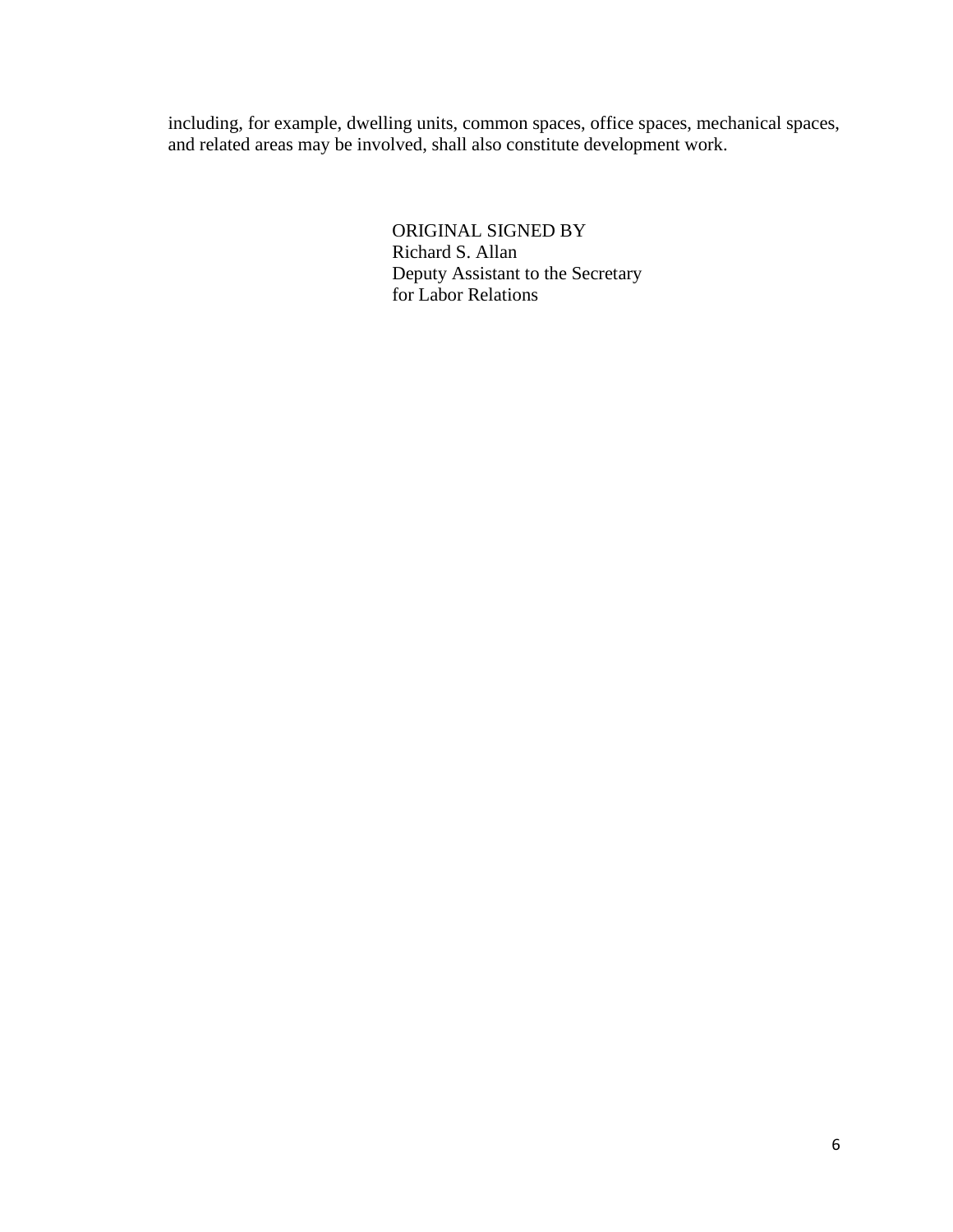including, for example, dwelling units, common spaces, office spaces, mechanical spaces, and related areas may be involved, shall also constitute development work.

ORIGINAL SIGNED BY
Richard S. Allan
Deputy Assistant to the Secretary
for Labor Relations